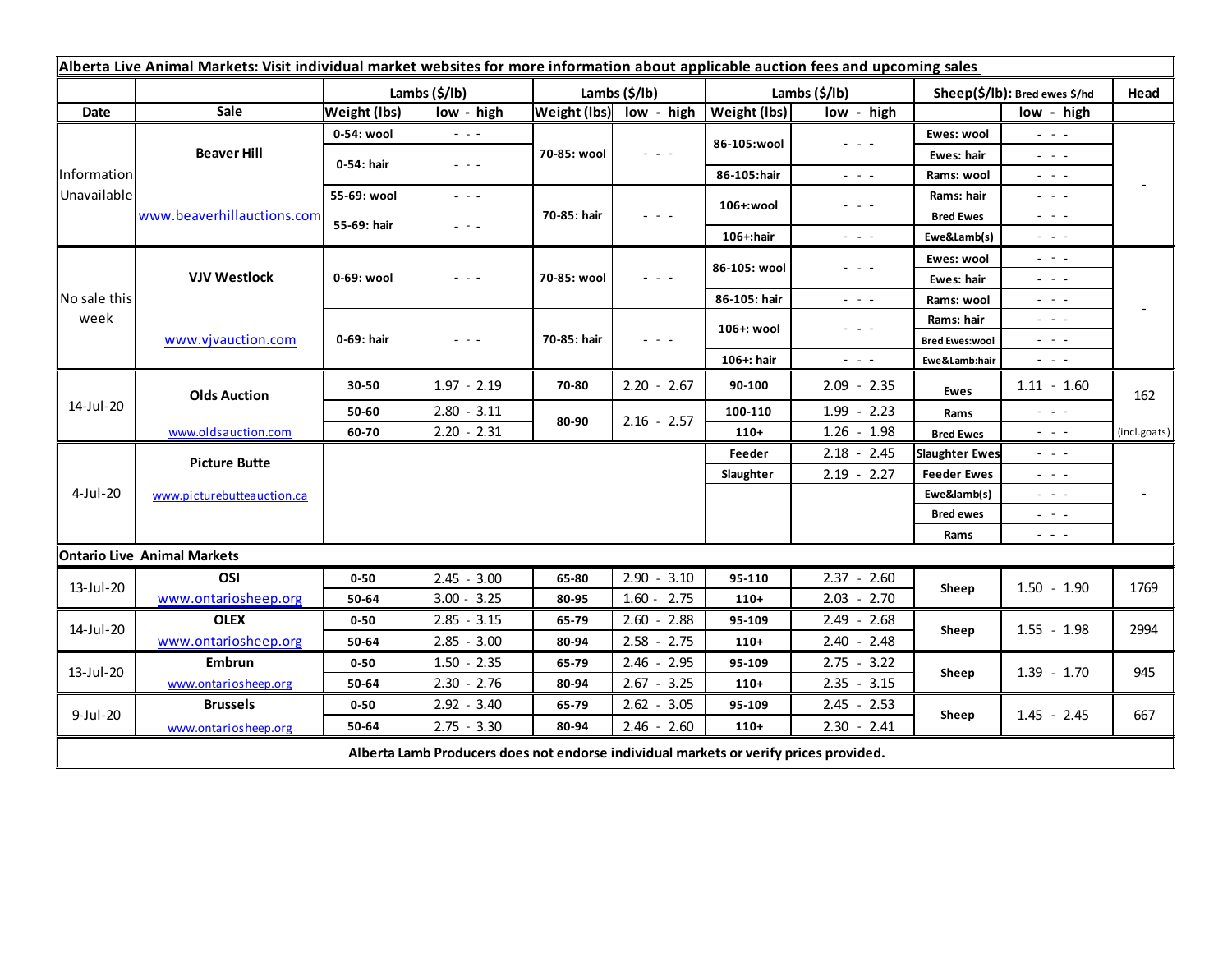| Alberta Live Animal Markets: Visit individual market websites for more information about applicable auction fees and upcoming sales | | | | | | | | | | |
|---|---|---|---|---|---|---|---|---|---|---|
| | | Lambs ($/lb) | | Lambs ($/lb) | | Lambs ($/lb) | | Sheep($/lb): Bred ewes $/hd | | Head |
| Date | Sale | Weight (lbs) | low - high | Weight (lbs) | low - high | Weight (lbs) | low - high | | low - high | |
| Information Unavailable | Beaver Hill | 0-54: wool | - - - | 70-85: wool | - - - | 86-105:wool | - - - | Ewes: wool | - - - | - |
| | | 0-54: hair | - - - | | | | | Ewes: hair | - - - | |
| | | | | | | 86-105:hair | - - - | Rams: wool | - - - | |
| | www.beaverhillauctions.com | 55-69: wool | - - - | 70-85: hair | - - - | 106+:wool | - - - | Rams: hair | - - - | |
| | | 55-69: hair | - - - | | | | | Bred Ewes | - - - | |
| | | | | | | 106+:hair | - - - | Ewe&Lamb(s) | - - - | |
| No sale this week | VJV Westlock | 0-69: wool | - - - | 70-85: wool | - - - | 86-105: wool | - - - | Ewes: wool | - - - | - |
| | | | | | | | | Ewes: hair | - - - | |
| | | | | | | 86-105: hair | - - - | Rams: wool | - - - | |
| | www.vjvauction.com | 0-69: hair | - - - | 70-85: hair | - - - | 106+: wool | - - - | Rams: hair | - - - | |
| | | | | | | | | Bred Ewes:wool | - - - | |
| | | | | | | 106+: hair | - - - | Ewe&Lamb:hair | - - - | |
| 14-Jul-20 | Olds Auction | 30-50 | 1.97 - 2.19 | 70-80 | 2.20 - 2.67 | 90-100 | 2.09 - 2.35 | Ewes | 1.11 - 1.60 | 162 |
| | | 50-60 | 2.80 - 3.11 | 80-90 | 2.16 - 2.57 | 100-110 | 1.99 - 2.23 | Rams | - - - | |
| | www.oldsauction.com | 60-70 | 2.20 - 2.31 | | | 110+ | 1.26 - 1.98 | Bred Ewes | - - - | (incl.goats) |
| 4-Jul-20 | Picture Butte | | | | | Feeder | 2.18 - 2.45 | Slaughter Ewes | - - - | - |
| | www.picturebutteauction.ca | | | | | Slaughter | 2.19 - 2.27 | Feeder Ewes | - - - | |
| | | | | | | | | Ewe&lamb(s) | - - - | |
| | | | | | | | | Bred ewes | - - - | |
| | | | | | | | | Rams | - - - | |
| Ontario Live Animal Markets | | | | | | | | | | |
| 13-Jul-20 | OSI | 0-50 | 2.45 - 3.00 | 65-80 | 2.90 - 3.10 | 95-110 | 2.37 - 2.60 | Sheep | 1.50 - 1.90 | 1769 |
| | www.ontariosheep.org | 50-64 | 3.00 - 3.25 | 80-95 | 1.60 - 2.75 | 110+ | 2.03 - 2.70 | | | |
| 14-Jul-20 | OLEX | 0-50 | 2.85 - 3.15 | 65-79 | 2.60 - 2.88 | 95-109 | 2.49 - 2.68 | Sheep | 1.55 - 1.98 | 2994 |
| | www.ontariosheep.org | 50-64 | 2.85 - 3.00 | 80-94 | 2.58 - 2.75 | 110+ | 2.40 - 2.48 | | | |
| 13-Jul-20 | Embrun | 0-50 | 1.50 - 2.35 | 65-79 | 2.46 - 2.95 | 95-109 | 2.75 - 3.22 | Sheep | 1.39 - 1.70 | 945 |
| | www.ontariosheep.org | 50-64 | 2.30 - 2.76 | 80-94 | 2.67 - 3.25 | 110+ | 2.35 - 3.15 | | | |
| 9-Jul-20 | Brussels | 0-50 | 2.92 - 3.40 | 65-79 | 2.62 - 3.05 | 95-109 | 2.45 - 2.53 | Sheep | 1.45 - 2.45 | 667 |
| | www.ontariosheep.org | 50-64 | 2.75 - 3.30 | 80-94 | 2.46 - 2.60 | 110+ | 2.30 - 2.41 | | | |

**Alberta Lamb Producers does not endorse individual markets or verify prices provided.**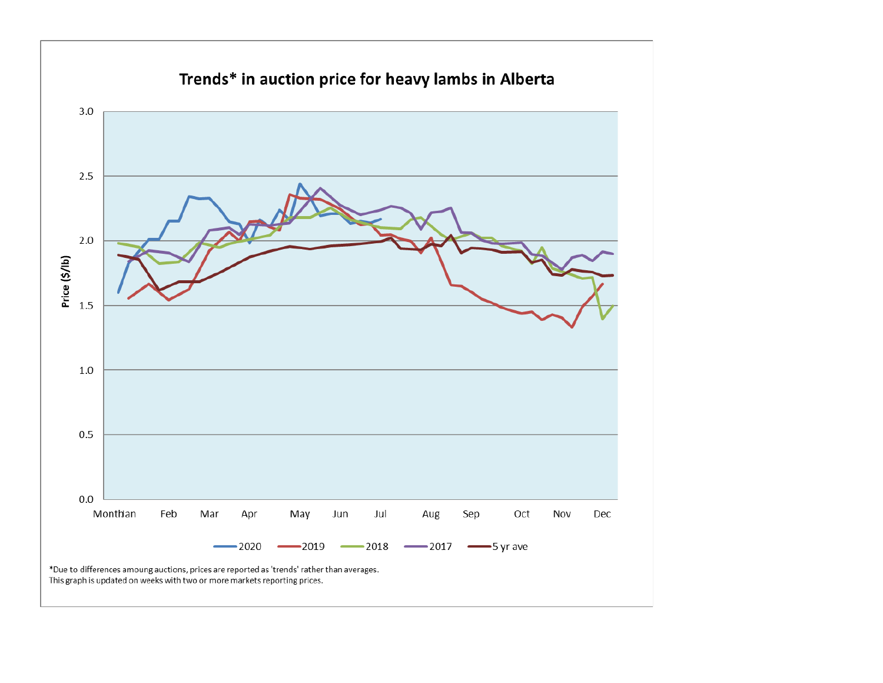## Trends* in auction price for heavy lambs in Alberta

Price ($/lb)

3.0
2.5
2.0
1.5
1.0
0.5
0.0

Month Jan Feb Mar Apr May Jun Jul Aug Sep Oct Nov Dec

2020 2019 2018 2017 5 yr ave

*Due to differences amoung auctions, prices are reported as 'trends' rather than averages.
This graph is updated on weeks with two or more markets reporting prices.